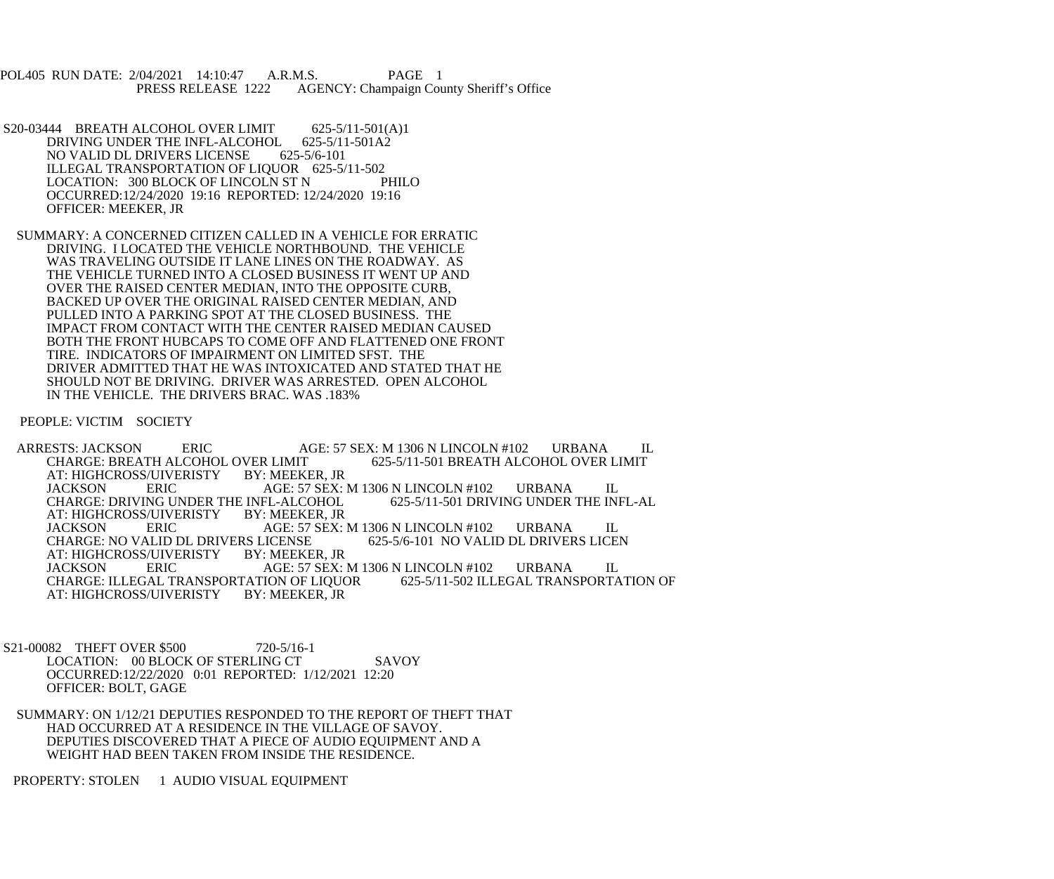POL405 RUN DATE: 2/04/2021 14:10:47 A.R.M.S. PAGE 1
PRESS RELEASE 1222 AGENCY: Champaign County Sheriff's Office

S20-03444 BREATH ALCOHOL OVER LIMIT 625-5/11-501(A)1
DRIVING UNDER THE INFL-ALCOHOL 625-5/11-501A2
NO VALID DL DRIVERS LICENSE 625-5/6-101
ILLEGAL TRANSPORTATION OF LIQUOR 625-5/11-502
LOCATION: 300 BLOCK OF LINCOLN ST N PHILO
OCCURRED:12/24/2020 19:16 REPORTED: 12/24/2020 19:16
OFFICER: MEEKER, JR

SUMMARY: A CONCERNED CITIZEN CALLED IN A VEHICLE FOR ERRATIC DRIVING. I LOCATED THE VEHICLE NORTHBOUND. THE VEHICLE WAS TRAVELING OUTSIDE IT LANE LINES ON THE ROADWAY. AS THE VEHICLE TURNED INTO A CLOSED BUSINESS IT WENT UP AND OVER THE RAISED CENTER MEDIAN, INTO THE OPPOSITE CURB, BACKED UP OVER THE ORIGINAL RAISED CENTER MEDIAN, AND PULLED INTO A PARKING SPOT AT THE CLOSED BUSINESS. THE IMPACT FROM CONTACT WITH THE CENTER RAISED MEDIAN CAUSED BOTH THE FRONT HUBCAPS TO COME OFF AND FLATTENED ONE FRONT TIRE. INDICATORS OF IMPAIRMENT ON LIMITED SFST. THE DRIVER ADMITTED THAT HE WAS INTOXICATED AND STATED THAT HE SHOULD NOT BE DRIVING. DRIVER WAS ARRESTED. OPEN ALCOHOL IN THE VEHICLE. THE DRIVERS BRAC. WAS .183%

PEOPLE: VICTIM SOCIETY

ARRESTS: JACKSON ERIC AGE: 57 SEX: M 1306 N LINCOLN #102 URBANA IL
CHARGE: BREATH ALCOHOL OVER LIMIT 625-5/11-501 BREATH ALCOHOL OVER LIMIT
AT: HIGHCROSS/UIVERISTY BY: MEEKER, JR
JACKSON ERIC AGE: 57 SEX: M 1306 N LINCOLN #102 URBANA IL
CHARGE: DRIVING UNDER THE INFL-ALCOHOL 625-5/11-501 DRIVING UNDER THE INFL-AL
AT: HIGHCROSS/UIVERISTY BY: MEEKER, JR
JACKSON ERIC AGE: 57 SEX: M 1306 N LINCOLN #102 URBANA IL
CHARGE: NO VALID DL DRIVERS LICENSE 625-5/6-101 NO VALID DL DRIVERS LICEN
AT: HIGHCROSS/UIVERISTY BY: MEEKER, JR
JACKSON ERIC AGE: 57 SEX: M 1306 N LINCOLN #102 URBANA IL
CHARGE: ILLEGAL TRANSPORTATION OF LIQUOR 625-5/11-502 ILLEGAL TRANSPORTATION OF
AT: HIGHCROSS/UIVERISTY BY: MEEKER, JR

S21-00082 THEFT OVER $500 720-5/16-1
LOCATION: 00 BLOCK OF STERLING CT SAVOY
OCCURRED:12/22/2020 0:01 REPORTED: 1/12/2021 12:20
OFFICER: BOLT, GAGE

SUMMARY: ON 1/12/21 DEPUTIES RESPONDED TO THE REPORT OF THEFT THAT HAD OCCURRED AT A RESIDENCE IN THE VILLAGE OF SAVOY. DEPUTIES DISCOVERED THAT A PIECE OF AUDIO EQUIPMENT AND A WEIGHT HAD BEEN TAKEN FROM INSIDE THE RESIDENCE.

PROPERTY: STOLEN 1 AUDIO VISUAL EQUIPMENT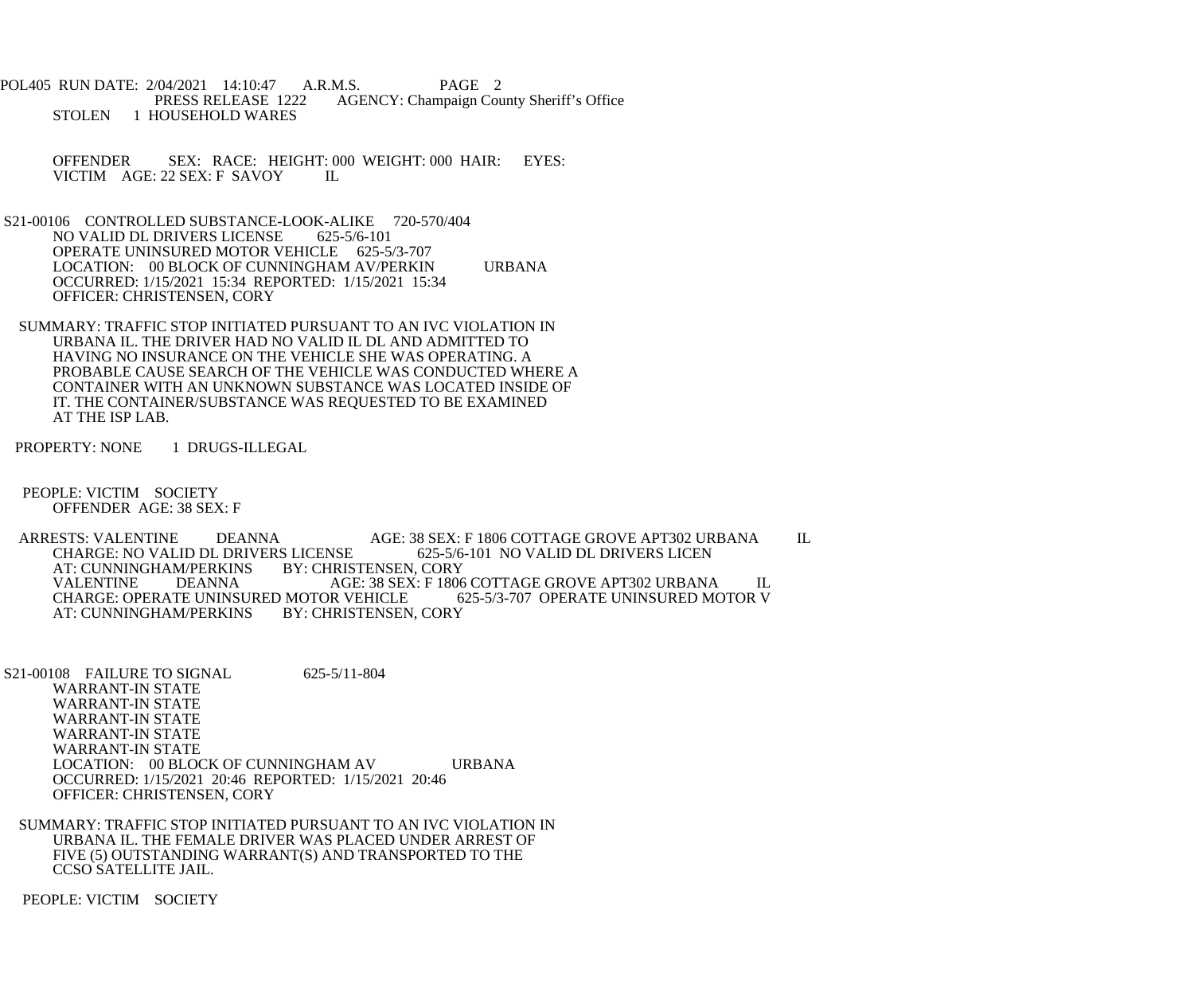POL405 RUN DATE: 2/04/2021 14:10:47 A.R.M.S. PAGE 2
PRESS RELEASE 1222 AGENCY: Champaign County Sheriff's Office
STOLEN 1 HOUSEHOLD WARES

OFFENDER SEX: RACE: HEIGHT: 000 WEIGHT: 000 HAIR: EYES:
VICTIM AGE: 22 SEX: F SAVOY IL

S21-00106 CONTROLLED SUBSTANCE-LOOK-ALIKE 720-570/404
NO VALID DL DRIVERS LICENSE 625-5/6-101
OPERATE UNINSURED MOTOR VEHICLE 625-5/3-707
LOCATION: 00 BLOCK OF CUNNINGHAM AV/PERKIN URBANA
OCCURRED: 1/15/2021 15:34 REPORTED: 1/15/2021 15:34
OFFICER: CHRISTENSEN, CORY

SUMMARY: TRAFFIC STOP INITIATED PURSUANT TO AN IVC VIOLATION IN URBANA IL. THE DRIVER HAD NO VALID IL DL AND ADMITTED TO HAVING NO INSURANCE ON THE VEHICLE SHE WAS OPERATING. A PROBABLE CAUSE SEARCH OF THE VEHICLE WAS CONDUCTED WHERE A CONTAINER WITH AN UNKNOWN SUBSTANCE WAS LOCATED INSIDE OF IT. THE CONTAINER/SUBSTANCE WAS REQUESTED TO BE EXAMINED AT THE ISP LAB.

PROPERTY: NONE 1 DRUGS-ILLEGAL

PEOPLE: VICTIM SOCIETY
OFFENDER AGE: 38 SEX: F

ARRESTS: VALENTINE DEANNA AGE: 38 SEX: F 1806 COTTAGE GROVE APT302 URBANA IL
CHARGE: NO VALID DL DRIVERS LICENSE 625-5/6-101 NO VALID DL DRIVERS LICEN
AT: CUNNINGHAM/PERKINS BY: CHRISTENSEN, CORY
VALENTINE DEANNA AGE: 38 SEX: F 1806 COTTAGE GROVE APT302 URBANA IL
CHARGE: OPERATE UNINSURED MOTOR VEHICLE 625-5/3-707 OPERATE UNINSURED MOTOR V
AT: CUNNINGHAM/PERKINS BY: CHRISTENSEN, CORY

S21-00108 FAILURE TO SIGNAL 625-5/11-804
WARRANT-IN STATE
WARRANT-IN STATE
WARRANT-IN STATE
WARRANT-IN STATE
WARRANT-IN STATE
LOCATION: 00 BLOCK OF CUNNINGHAM AV URBANA
OCCURRED: 1/15/2021 20:46 REPORTED: 1/15/2021 20:46
OFFICER: CHRISTENSEN, CORY

SUMMARY: TRAFFIC STOP INITIATED PURSUANT TO AN IVC VIOLATION IN URBANA IL. THE FEMALE DRIVER WAS PLACED UNDER ARREST OF FIVE (5) OUTSTANDING WARRANT(S) AND TRANSPORTED TO THE CCSO SATELLITE JAIL.

PEOPLE: VICTIM SOCIETY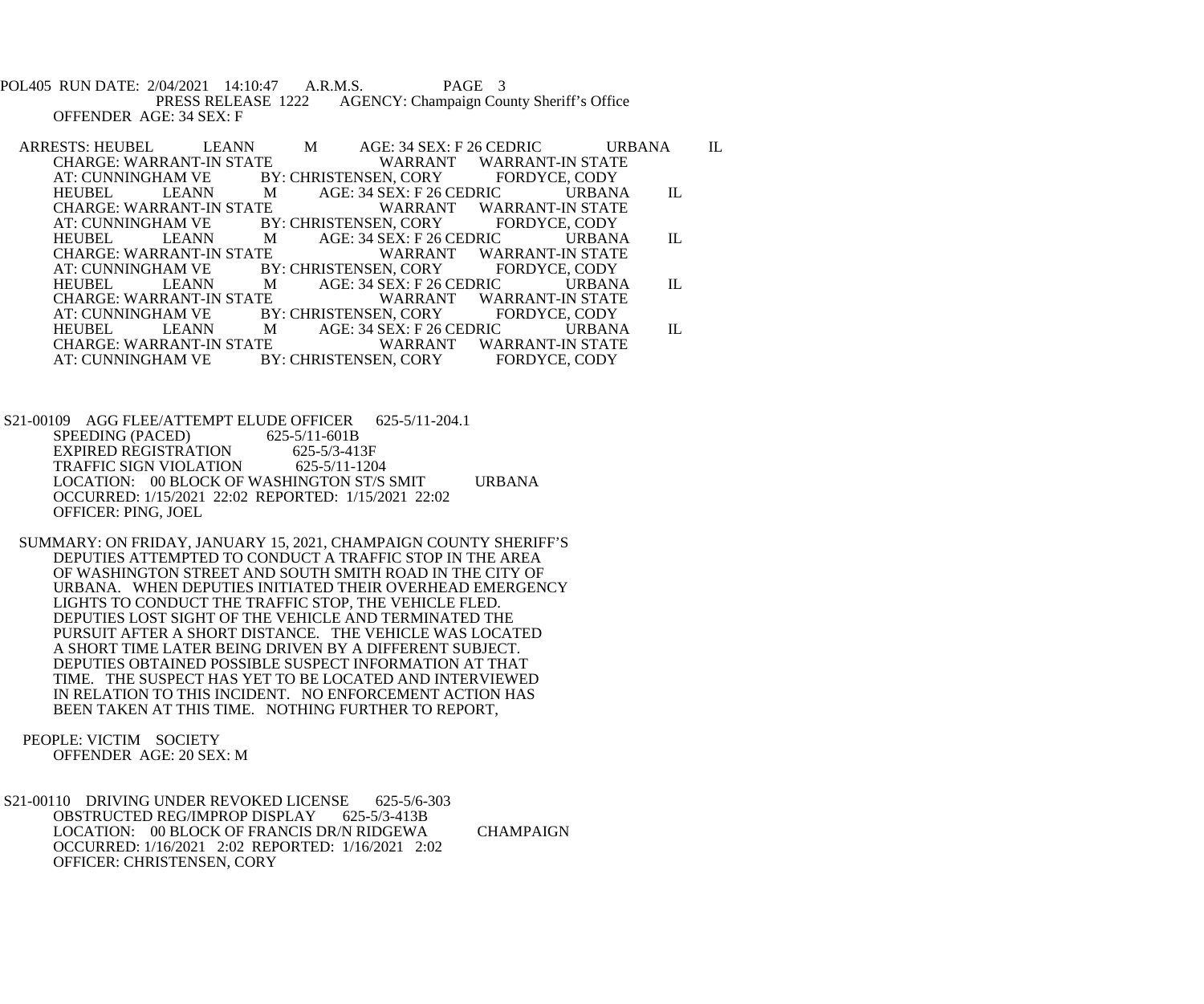POL405 RUN DATE: 2/04/2021 14:10:47 A.R.M.S. PAGE 3
PRESS RELEASE 1222 AGENCY: Champaign County Sheriff's Office

OFFENDER AGE: 34 SEX: F

ARRESTS: HEUBEL LEANN M AGE: 34 SEX: F 26 CEDRIC URBANA IL
CHARGE: WARRANT-IN STATE WARRANT WARRANT-IN STATE
AT: CUNNINGHAM VE BY: CHRISTENSEN, CORY FORDYCE, CODY
HEUBEL LEANN M AGE: 34 SEX: F 26 CEDRIC URBANA IL
CHARGE: WARRANT-IN STATE WARRANT WARRANT-IN STATE
AT: CUNNINGHAM VE BY: CHRISTENSEN, CORY FORDYCE, CODY
HEUBEL LEANN M AGE: 34 SEX: F 26 CEDRIC URBANA IL
CHARGE: WARRANT-IN STATE WARRANT WARRANT-IN STATE
AT: CUNNINGHAM VE BY: CHRISTENSEN, CORY FORDYCE, CODY
HEUBEL LEANN M AGE: 34 SEX: F 26 CEDRIC URBANA IL
CHARGE: WARRANT-IN STATE WARRANT WARRANT-IN STATE
AT: CUNNINGHAM VE BY: CHRISTENSEN, CORY FORDYCE, CODY
HEUBEL LEANN M AGE: 34 SEX: F 26 CEDRIC URBANA IL
CHARGE: WARRANT-IN STATE WARRANT WARRANT-IN STATE
AT: CUNNINGHAM VE BY: CHRISTENSEN, CORY FORDYCE, CODY

S21-00109 AGG FLEE/ATTEMPT ELUDE OFFICER 625-5/11-204.1
SPEEDING (PACED) 625-5/11-601B
EXPIRED REGISTRATION 625-5/3-413F
TRAFFIC SIGN VIOLATION 625-5/11-1204
LOCATION: 00 BLOCK OF WASHINGTON ST/S SMIT URBANA
OCCURRED: 1/15/2021 22:02 REPORTED: 1/15/2021 22:02
OFFICER: PING, JOEL

SUMMARY: ON FRIDAY, JANUARY 15, 2021, CHAMPAIGN COUNTY SHERIFF'S DEPUTIES ATTEMPTED TO CONDUCT A TRAFFIC STOP IN THE AREA OF WASHINGTON STREET AND SOUTH SMITH ROAD IN THE CITY OF URBANA. WHEN DEPUTIES INITIATED THEIR OVERHEAD EMERGENCY LIGHTS TO CONDUCT THE TRAFFIC STOP, THE VEHICLE FLED. DEPUTIES LOST SIGHT OF THE VEHICLE AND TERMINATED THE PURSUIT AFTER A SHORT DISTANCE. THE VEHICLE WAS LOCATED A SHORT TIME LATER BEING DRIVEN BY A DIFFERENT SUBJECT. DEPUTIES OBTAINED POSSIBLE SUSPECT INFORMATION AT THAT TIME. THE SUSPECT HAS YET TO BE LOCATED AND INTERVIEWED IN RELATION TO THIS INCIDENT. NO ENFORCEMENT ACTION HAS BEEN TAKEN AT THIS TIME. NOTHING FURTHER TO REPORT,

PEOPLE: VICTIM SOCIETY
OFFENDER AGE: 20 SEX: M

S21-00110 DRIVING UNDER REVOKED LICENSE 625-5/6-303
OBSTRUCTED REG/IMPROP DISPLAY 625-5/3-413B
LOCATION: 00 BLOCK OF FRANCIS DR/N RIDGEWA CHAMPAIGN
OCCURRED: 1/16/2021 2:02 REPORTED: 1/16/2021 2:02
OFFICER: CHRISTENSEN, CORY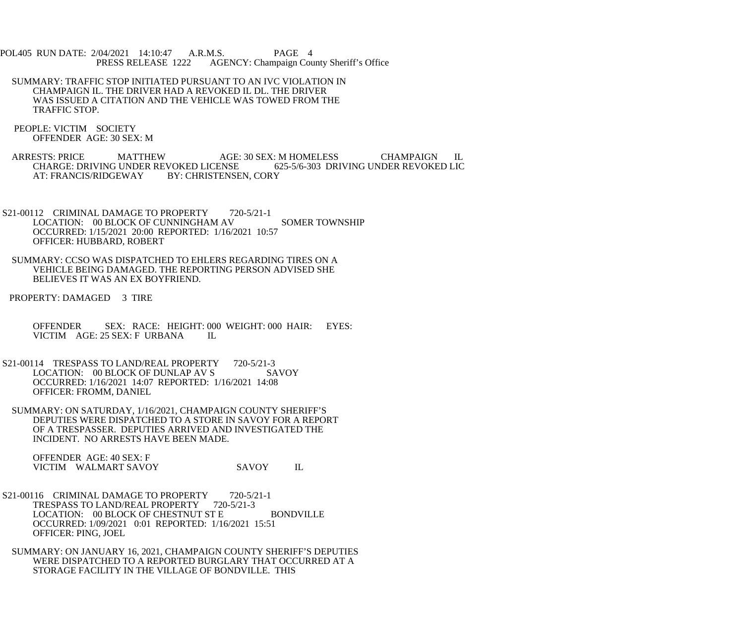SUMMARY: TRAFFIC STOP INITIATED PURSUANT TO AN IVC VIOLATION IN CHAMPAIGN IL. THE DRIVER HAD A REVOKED IL DL. THE DRIVER WAS ISSUED A CITATION AND THE VEHICLE WAS TOWED FROM THE TRAFFIC STOP.

PEOPLE: VICTIM SOCIETY
OFFENDER AGE: 30 SEX: M

ARRESTS: PRICE MATTHEW AGE: 30 SEX: M HOMELESS CHAMPAIGN IL
CHARGE: DRIVING UNDER REVOKED LICENSE 625-5/6-303 DRIVING UNDER REVOKED LIC
AT: FRANCIS/RIDGEWAY BY: CHRISTENSEN, CORY

S21-00112 CRIMINAL DAMAGE TO PROPERTY 720-5/21-1
LOCATION: 00 BLOCK OF CUNNINGHAM AV SOMER TOWNSHIP
OCCURRED: 1/15/2021 20:00 REPORTED: 1/16/2021 10:57
OFFICER: HUBBARD, ROBERT

SUMMARY: CCSO WAS DISPATCHED TO EHLERS REGARDING TIRES ON A VEHICLE BEING DAMAGED. THE REPORTING PERSON ADVISED SHE BELIEVES IT WAS AN EX BOYFRIEND.

PROPERTY: DAMAGED 3 TIRE

OFFENDER SEX: RACE: HEIGHT: 000 WEIGHT: 000 HAIR: EYES:
VICTIM AGE: 25 SEX: F URBANA IL

S21-00114 TRESPASS TO LAND/REAL PROPERTY 720-5/21-3
LOCATION: 00 BLOCK OF DUNLAP AV S SAVOY
OCCURRED: 1/16/2021 14:07 REPORTED: 1/16/2021 14:08
OFFICER: FROMM, DANIEL

SUMMARY: ON SATURDAY, 1/16/2021, CHAMPAIGN COUNTY SHERIFF'S DEPUTIES WERE DISPATCHED TO A STORE IN SAVOY FOR A REPORT OF A TRESPASSER. DEPUTIES ARRIVED AND INVESTIGATED THE INCIDENT. NO ARRESTS HAVE BEEN MADE.

OFFENDER AGE: 40 SEX: F
VICTIM WALMART SAVOY SAVOY IL

S21-00116 CRIMINAL DAMAGE TO PROPERTY 720-5/21-1
TRESPASS TO LAND/REAL PROPERTY 720-5/21-3
LOCATION: 00 BLOCK OF CHESTNUT ST E BONDVILLE
OCCURRED: 1/09/2021 0:01 REPORTED: 1/16/2021 15:51
OFFICER: PING, JOEL

SUMMARY: ON JANUARY 16, 2021, CHAMPAIGN COUNTY SHERIFF'S DEPUTIES WERE DISPATCHED TO A REPORTED BURGLARY THAT OCCURRED AT A STORAGE FACILITY IN THE VILLAGE OF BONDVILLE. THIS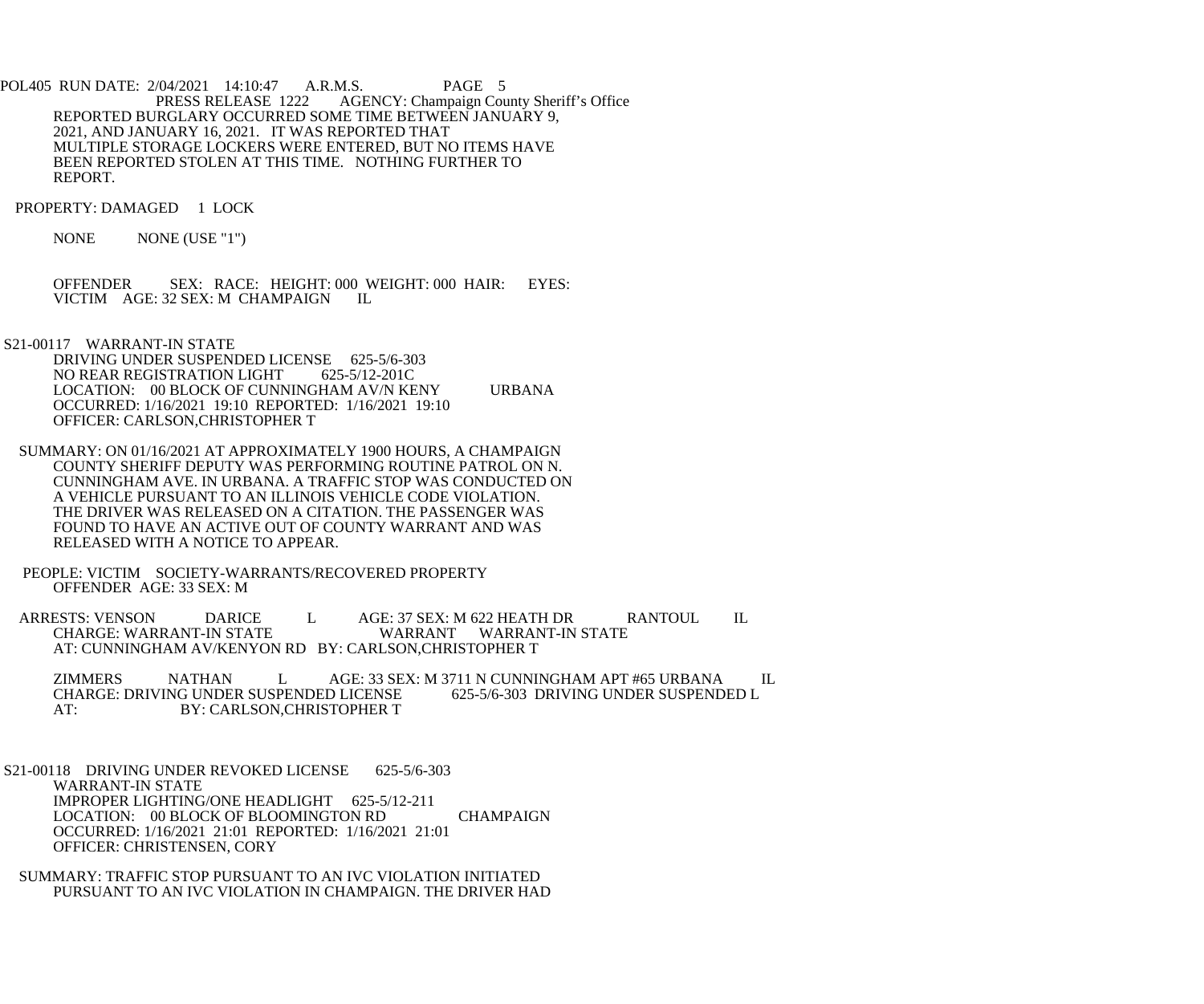REPORTED BURGLARY OCCURRED SOME TIME BETWEEN JANUARY 9, 2021, AND JANUARY 16, 2021. IT WAS REPORTED THAT MULTIPLE STORAGE LOCKERS WERE ENTERED, BUT NO ITEMS HAVE BEEN REPORTED STOLEN AT THIS TIME. NOTHING FURTHER TO REPORT.

PROPERTY: DAMAGED 1 LOCK

NONE NONE (USE "1")

OFFENDER SEX: RACE: HEIGHT: 000 WEIGHT: 000 HAIR: EYES:
VICTIM AGE: 32 SEX: M CHAMPAIGN IL

S21-00117 WARRANT-IN STATE
DRIVING UNDER SUSPENDED LICENSE 625-5/6-303
NO REAR REGISTRATION LIGHT 625-5/12-201C
LOCATION: 00 BLOCK OF CUNNINGHAM AV/N KENY URBANA
OCCURRED: 1/16/2021 19:10 REPORTED: 1/16/2021 19:10
OFFICER: CARLSON,CHRISTOPHER T

SUMMARY: ON 01/16/2021 AT APPROXIMATELY 1900 HOURS, A CHAMPAIGN COUNTY SHERIFF DEPUTY WAS PERFORMING ROUTINE PATROL ON N. CUNNINGHAM AVE. IN URBANA. A TRAFFIC STOP WAS CONDUCTED ON A VEHICLE PURSUANT TO AN ILLINOIS VEHICLE CODE VIOLATION. THE DRIVER WAS RELEASED ON A CITATION. THE PASSENGER WAS FOUND TO HAVE AN ACTIVE OUT OF COUNTY WARRANT AND WAS RELEASED WITH A NOTICE TO APPEAR.

PEOPLE: VICTIM SOCIETY-WARRANTS/RECOVERED PROPERTY
OFFENDER AGE: 33 SEX: M

ARRESTS: VENSON DARICE L AGE: 37 SEX: M 622 HEATH DR RANTOUL IL
CHARGE: WARRANT-IN STATE WARRANT WARRANT-IN STATE
AT: CUNNINGHAM AV/KENYON RD BY: CARLSON,CHRISTOPHER T

ZIMMERS NATHAN L AGE: 33 SEX: M 3711 N CUNNINGHAM APT #65 URBANA IL
CHARGE: DRIVING UNDER SUSPENDED LICENSE 625-5/6-303 DRIVING UNDER SUSPENDED L
AT: BY: CARLSON,CHRISTOPHER T

S21-00118 DRIVING UNDER REVOKED LICENSE 625-5/6-303
WARRANT-IN STATE
IMPROPER LIGHTING/ONE HEADLIGHT 625-5/12-211
LOCATION: 00 BLOCK OF BLOOMINGTON RD CHAMPAIGN
OCCURRED: 1/16/2021 21:01 REPORTED: 1/16/2021 21:01
OFFICER: CHRISTENSEN, CORY

SUMMARY: TRAFFIC STOP PURSUANT TO AN IVC VIOLATION INITIATED PURSUANT TO AN IVC VIOLATION IN CHAMPAIGN. THE DRIVER HAD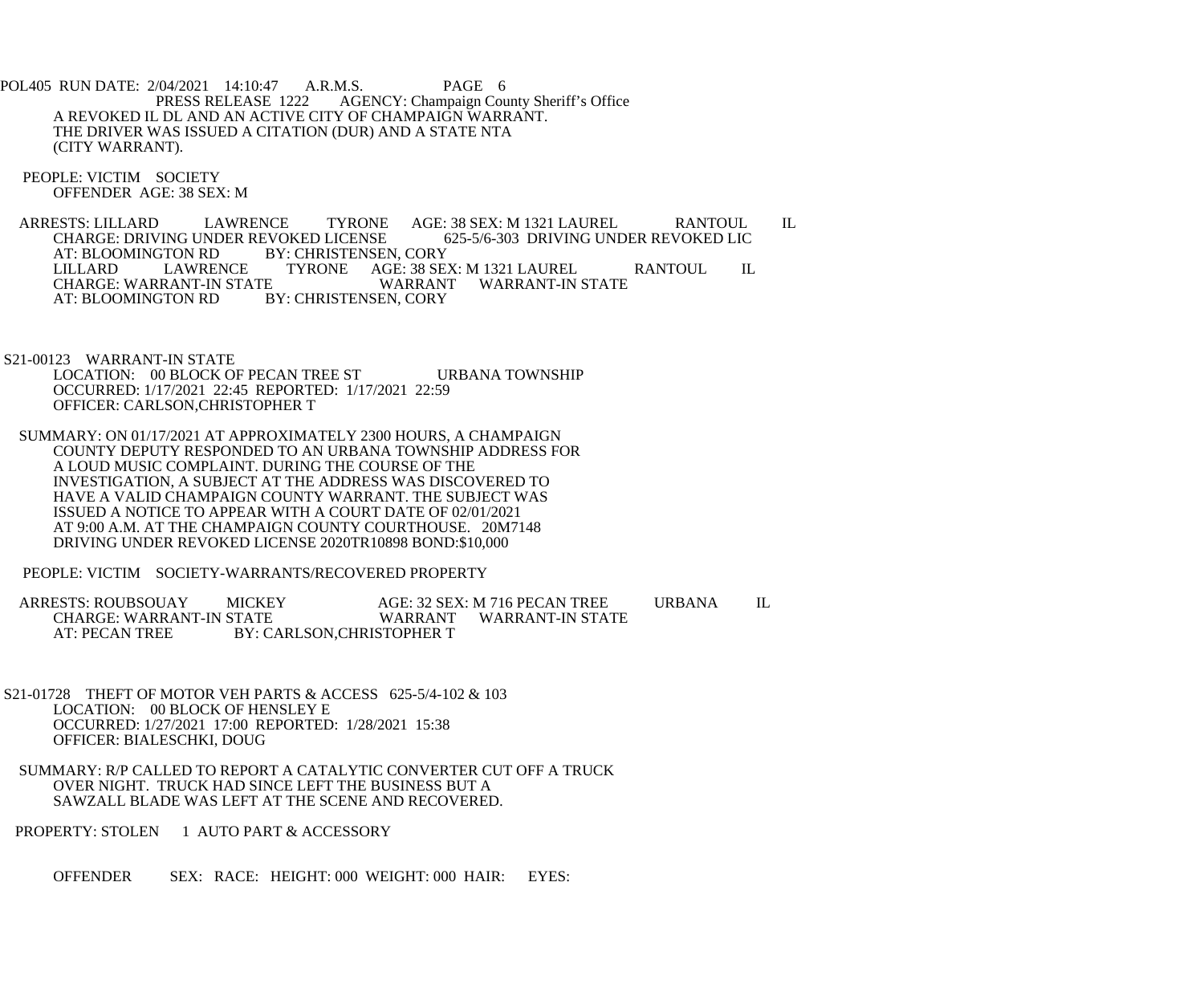A REVOKED IL DL AND AN ACTIVE CITY OF CHAMPAIGN WARRANT. THE DRIVER WAS ISSUED A CITATION (DUR) AND A STATE NTA (CITY WARRANT).

PEOPLE: VICTIM SOCIETY
OFFENDER AGE: 38 SEX: M

ARRESTS: LILLARD LAWRENCE TYRONE AGE: 38 SEX: M 1321 LAUREL RANTOUL IL
CHARGE: DRIVING UNDER REVOKED LICENSE 625-5/6-303 DRIVING UNDER REVOKED LIC
AT: BLOOMINGTON RD BY: CHRISTENSEN, CORY
LILLARD LAWRENCE TYRONE AGE: 38 SEX: M 1321 LAUREL RANTOUL IL
CHARGE: WARRANT-IN STATE WARRANT WARRANT-IN STATE
AT: BLOOMINGTON RD BY: CHRISTENSEN, CORY

S21-00123 WARRANT-IN STATE
LOCATION: 00 BLOCK OF PECAN TREE ST URBANA TOWNSHIP
OCCURRED: 1/17/2021 22:45 REPORTED: 1/17/2021 22:59
OFFICER: CARLSON,CHRISTOPHER T

SUMMARY: ON 01/17/2021 AT APPROXIMATELY 2300 HOURS, A CHAMPAIGN COUNTY DEPUTY RESPONDED TO AN URBANA TOWNSHIP ADDRESS FOR A LOUD MUSIC COMPLAINT. DURING THE COURSE OF THE INVESTIGATION, A SUBJECT AT THE ADDRESS WAS DISCOVERED TO HAVE A VALID CHAMPAIGN COUNTY WARRANT. THE SUBJECT WAS ISSUED A NOTICE TO APPEAR WITH A COURT DATE OF 02/01/2021 AT 9:00 A.M. AT THE CHAMPAIGN COUNTY COURTHOUSE. 20M7148 DRIVING UNDER REVOKED LICENSE 2020TR10898 BOND:$10,000

PEOPLE: VICTIM SOCIETY-WARRANTS/RECOVERED PROPERTY

ARRESTS: ROUBSOUAY MICKEY AGE: 32 SEX: M 716 PECAN TREE URBANA IL
CHARGE: WARRANT-IN STATE WARRANT WARRANT-IN STATE
AT: PECAN TREE BY: CARLSON,CHRISTOPHER T

S21-01728 THEFT OF MOTOR VEH PARTS & ACCESS 625-5/4-102 & 103
LOCATION: 00 BLOCK OF HENSLEY E
OCCURRED: 1/27/2021 17:00 REPORTED: 1/28/2021 15:38
OFFICER: BIALESCHKI, DOUG

SUMMARY: R/P CALLED TO REPORT A CATALYTIC CONVERTER CUT OFF A TRUCK OVER NIGHT. TRUCK HAD SINCE LEFT THE BUSINESS BUT A SAWZALL BLADE WAS LEFT AT THE SCENE AND RECOVERED.

PROPERTY: STOLEN 1 AUTO PART & ACCESSORY

OFFENDER SEX: RACE: HEIGHT: 000 WEIGHT: 000 HAIR: EYES: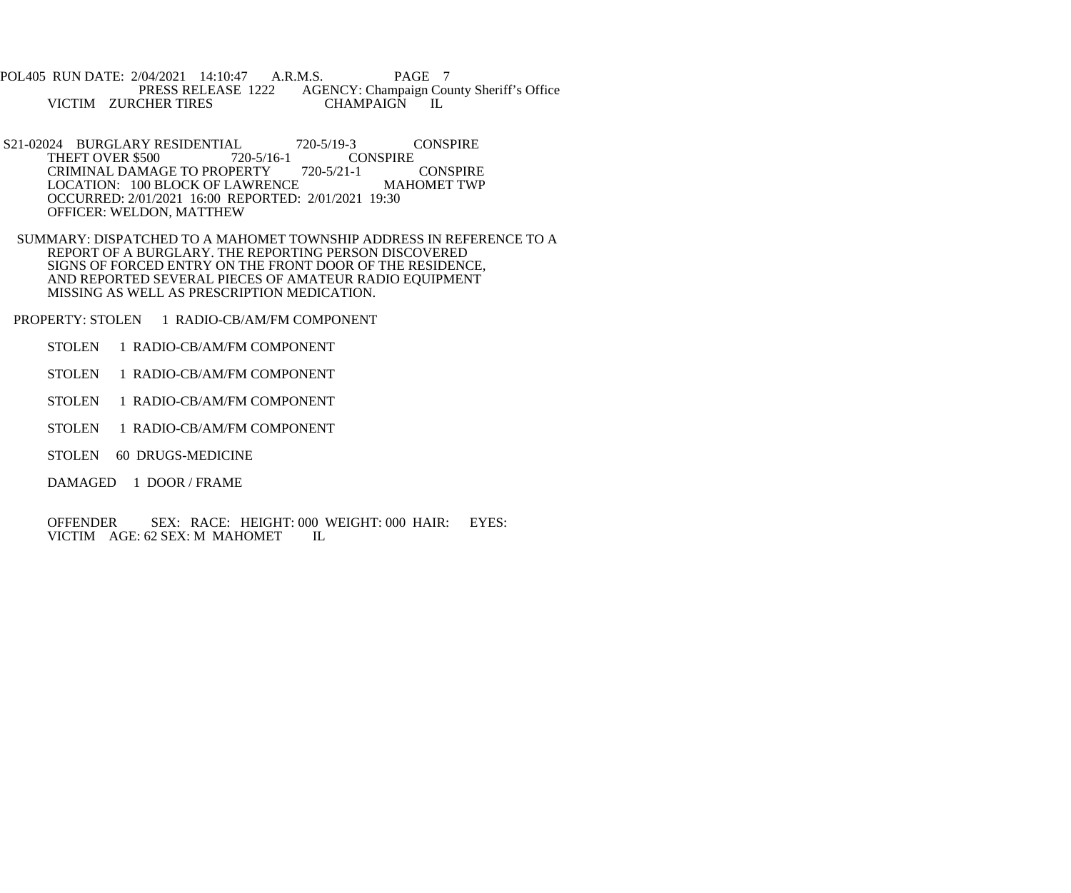POL405 RUN DATE: 2/04/2021 14:10:47 A.R.M.S. PAGE 7
PRESS RELEASE 1222 AGENCY: Champaign County Sheriff's Office
VICTIM ZURCHER TIRES CHAMPAIGN IL

S21-02024 BURGLARY RESIDENTIAL 720-5/19-3 CONSPIRE
THEFT OVER $500 720-5/16-1 CONSPIRE
CRIMINAL DAMAGE TO PROPERTY 720-5/21-1 CONSPIRE
LOCATION: 100 BLOCK OF LAWRENCE MAHOMET TWP
OCCURRED: 2/01/2021 16:00 REPORTED: 2/01/2021 19:30
OFFICER: WELDON, MATTHEW

SUMMARY: DISPATCHED TO A MAHOMET TOWNSHIP ADDRESS IN REFERENCE TO A REPORT OF A BURGLARY. THE REPORTING PERSON DISCOVERED SIGNS OF FORCED ENTRY ON THE FRONT DOOR OF THE RESIDENCE, AND REPORTED SEVERAL PIECES OF AMATEUR RADIO EQUIPMENT MISSING AS WELL AS PRESCRIPTION MEDICATION.

PROPERTY: STOLEN 1 RADIO-CB/AM/FM COMPONENT

STOLEN 1 RADIO-CB/AM/FM COMPONENT

STOLEN 1 RADIO-CB/AM/FM COMPONENT

STOLEN 1 RADIO-CB/AM/FM COMPONENT

STOLEN 1 RADIO-CB/AM/FM COMPONENT

STOLEN 60 DRUGS-MEDICINE

DAMAGED 1 DOOR / FRAME

OFFENDER SEX: RACE: HEIGHT: 000 WEIGHT: 000 HAIR: EYES:
VICTIM AGE: 62 SEX: M MAHOMET IL